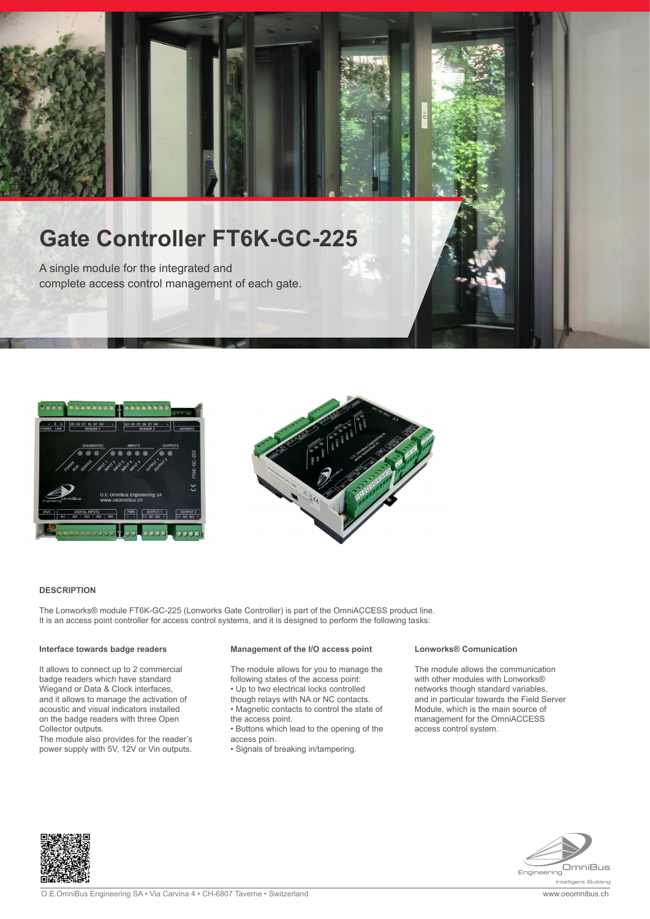# Gate Controller FT6K-GC-225

A single module for the integrated and complete access control management of each gate.

### DESCRIPTION

The Lonworks® module FT6K-GC-225 (Lonworks Gate Controller) is part of the OmniACCESS product line. It is an access point controller for access control systems, and it is designed to perform the following tasks:

**Interface towards badge readers**

It allows to connect up to 2 commercial badge readers which have standard Wiegand or Data & Clock interfaces, and it allows to manage the activation of acoustic and visual indicators installed on the badge readers with three Open Collector outputs.
The module also provides for the reader's power supply with 5V, 12V or Vin outputs.

**Management of the I/O access point**

The module allows for you to manage the following states of the access point:
- Up to two electrical locks controlled though relays with NA or NC contacts.
- Magnetic contacts to control the state of the access point.
- Buttons which lead to the opening of the access poin.
- Signals of breaking in/tampering.

**Lonworks® Comunication**

The module allows the communication with other modules with Lonworks® networks though standard variables, and in particular towards the Field Server Module, which is the main source of management for the OmniACCESS access control system.

O.E.OmniBus Engineering SA • Via Carvina 4 • CH-6807 Taverne • Switzerland

www.oeomnibus.ch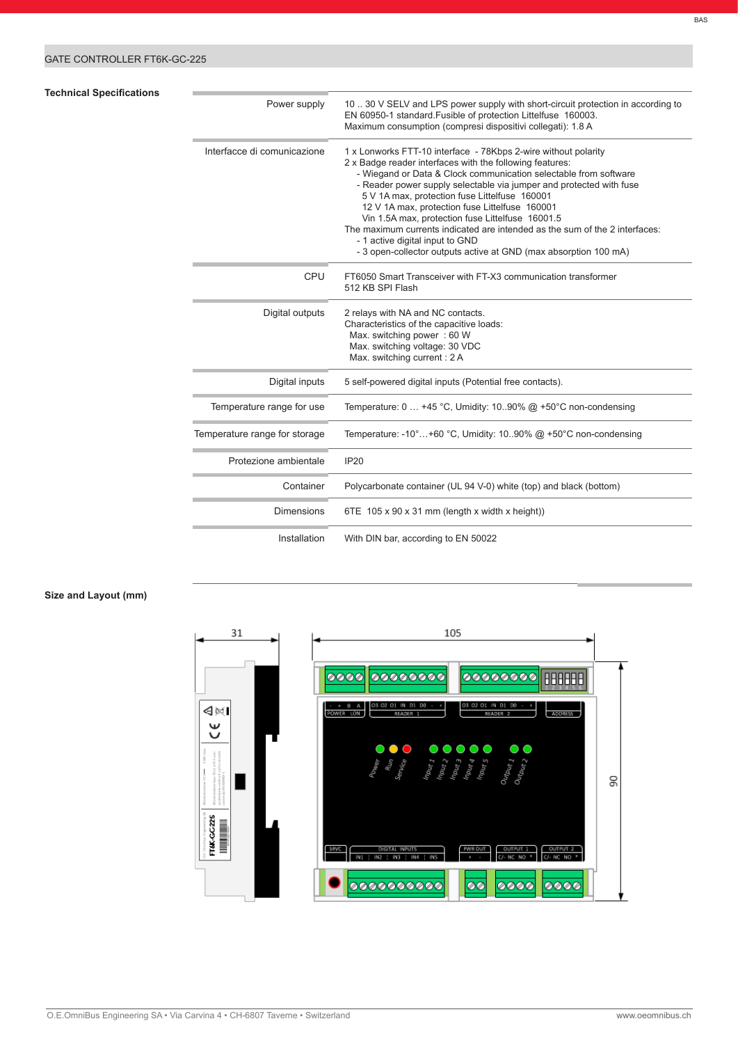## GATE CONTROLLER FT6K-GC-225

### Technical Specifications

| | |
|---|---|
| Power supply | 10 .. 30 V SELV and LPS power supply with short-circuit protection in according to EN 60950-1 standard.Fusible of protection Littelfuse 160003.<br>Maximum consumption (compresi dispositivi collegati): 1.8 A |
| Interfacce di comunicazione | 1 x Lonworks FTT-10 interface - 78Kbps 2-wire without polarity<br>2 x Badge reader interfaces with the following features:<br>- Wiegand or Data & Clock communication selectable from software<br>- Reader power supply selectable via jumper and protected with fuse<br>5 V 1A max, protection fuse Littelfuse 160001<br>12 V 1A max, protection fuse Littelfuse 160001<br>Vin 1.5A max, protection fuse Littelfuse 16001.5<br>The maximum currents indicated are intended as the sum of the 2 interfaces:<br>- 1 active digital input to GND<br>- 3 open-collector outputs active at GND (max absorption 100 mA) |
| CPU | FT6050 Smart Transceiver with FT-X3 communication transformer<br>512 KB SPI Flash |
| Digital outputs | 2 relays with NA and NC contacts.<br>Characteristics of the capacitive loads:<br>Max. switching power : 60 W<br>Max. switching voltage: 30 VDC<br>Max. switching current : 2 A |
| Digital inputs | 5 self-powered digital inputs (Potential free contacts). |
| Temperature range for use | Temperature: 0 … +45 °C, Umidity: 10..90% @ +50°C non-condensing |
| Temperature range for storage | Temperature: -10°…+60 °C, Umidity: 10..90% @ +50°C non-condensing |
| Protezione ambientale | IP20 |
| Container | Polycarbonate container (UL 94 V-0) white (top) and black (bottom) |
| Dimensions | 6TE 105 x 90 x 31 mm (length x width x height)) |
| Installation | With DIN bar, according to EN 50022 |

### Size and Layout (mm)

O.E.OmniBus Engineering SA • Via Carvina 4 • CH-6807 Taverne • Switzerland www.oeomnibus.ch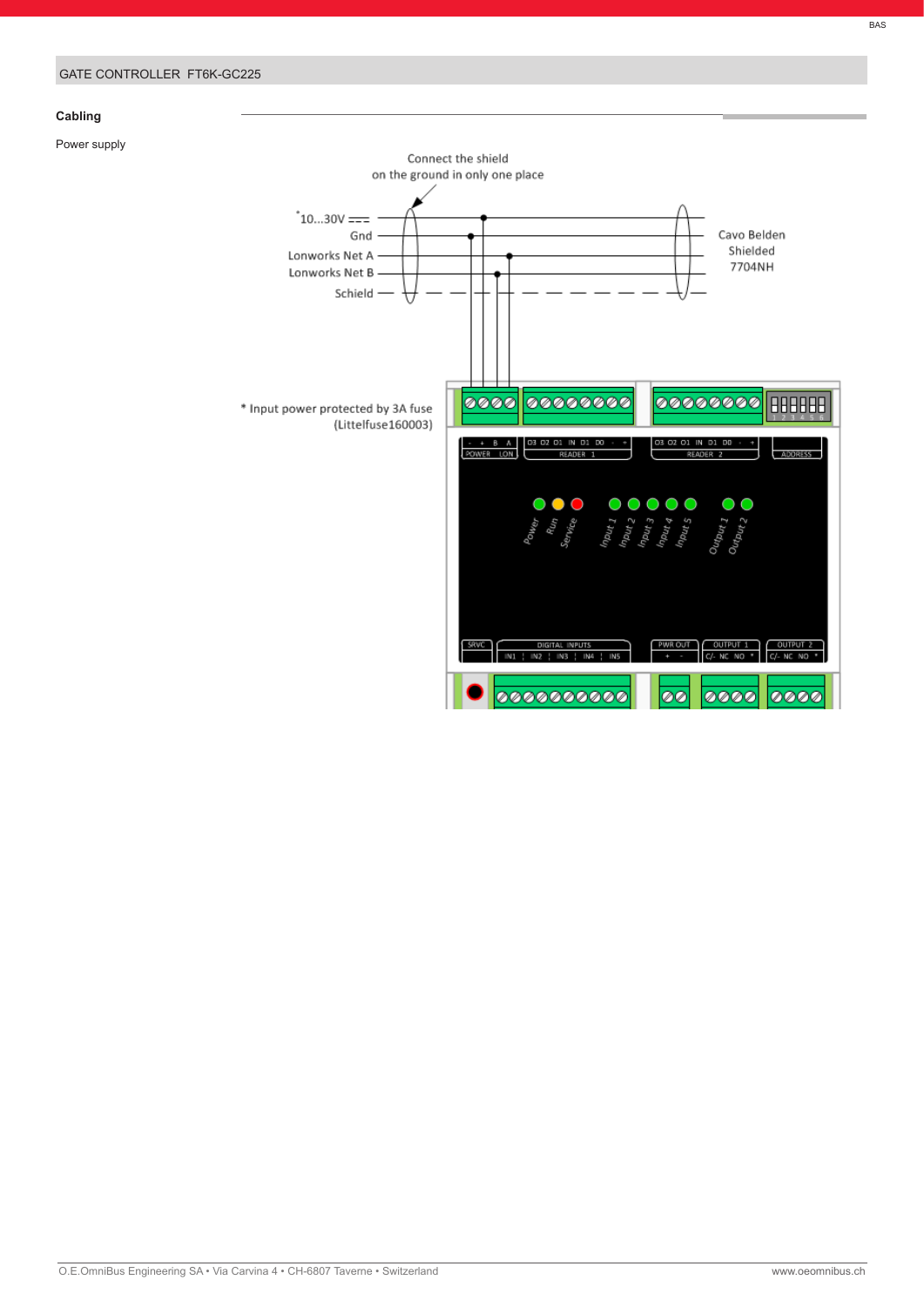GATE CONTROLLER FT6K-GC225

## Cabling

Power supply

Connect the shield
on the ground in only one place

*10...30V ⎓

Gnd

Lonworks Net A

Lonworks Net B

Schield

Cavo Belden
Shielded
7704NH

* Input power protected by 3A fuse
(Littelfuse160003)

- + B A
POWER LON

O3 O2 O1 IN D1 D0 - +
READER 1

O3 O2 O1 IN D1 D0 - +
READER 2

ADDRESS

Power Run Service

Input 1 Input 2 Input 3 Input 4 Input 5

Output 1 Output 2

SRVC

DIGITAL INPUTS
IN1 IN2 IN3 IN4 IN5

PWR OUT
+ -

OUTPUT 1
C/- NC NO *

OUTPUT 2
C/- NC NO *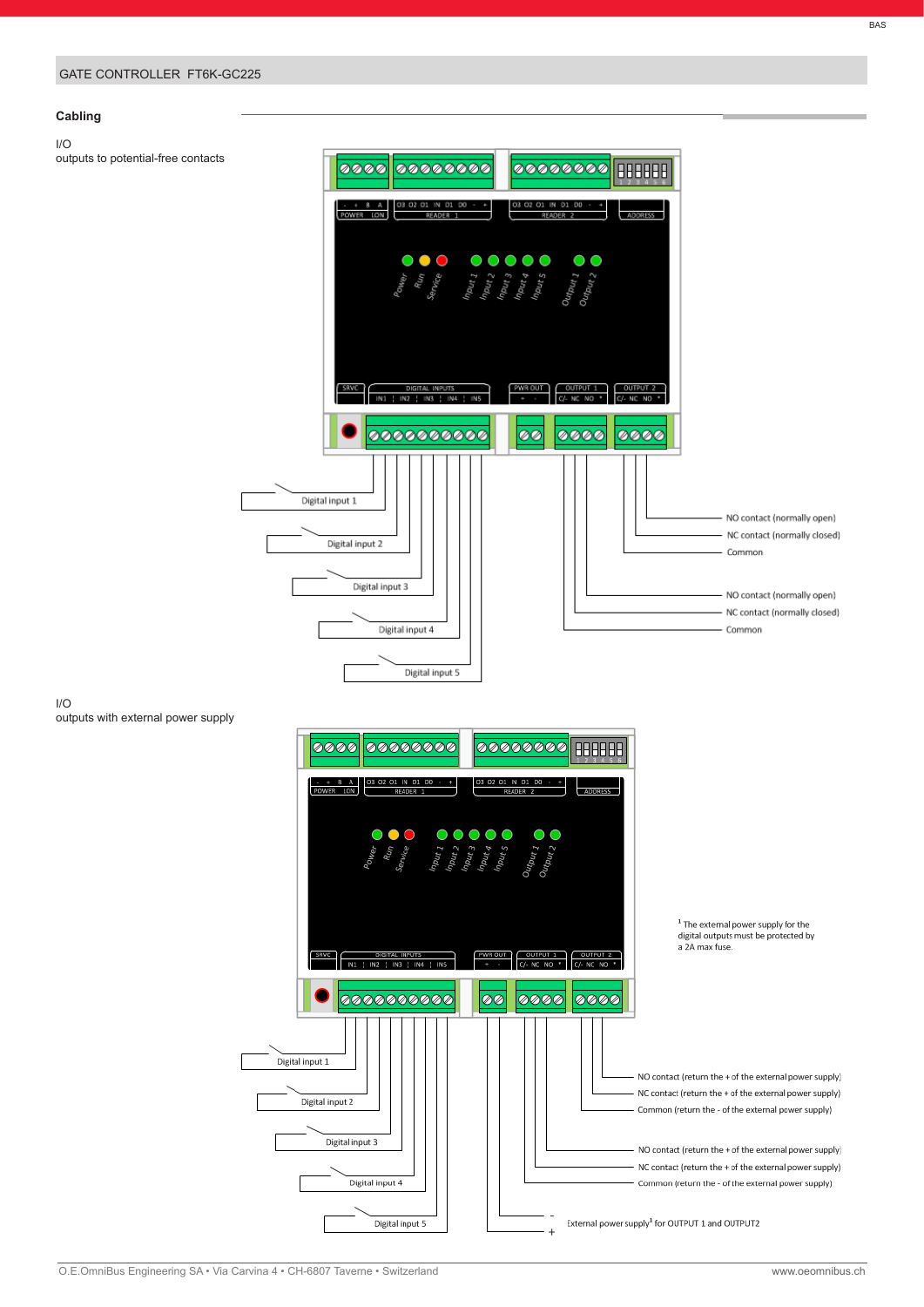GATE CONTROLLER FT6K-GC225

## Cabling

I/O
outputs to potential-free contacts

Digital input 1
Digital input 2
Digital input 3
Digital input 4
Digital input 5

NO contact (normally open)
NC contact (normally closed)
Common

NO contact (normally open)
NC contact (normally closed)
Common

I/O
outputs with external power supply

[1] The external power supply for the digital outputs must be protected by a 2A max fuse.

Digital input 1
Digital input 2
Digital input 3
Digital input 4
Digital input 5

NO contact (return the + of the external power supply)
NC contact (return the + of the external power supply)
Common (return the - of the external power supply)

NO contact (return the + of the external power supply)
NC contact (return the + of the external power supply)
Common (return the - of the external power supply)

External power supply[1] for OUTPUT 1 and OUTPUT2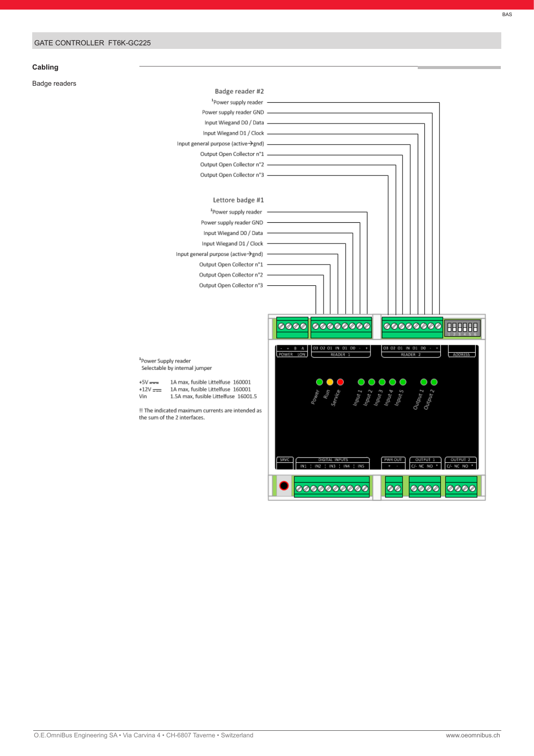## GATE CONTROLLER FT6K-GC225

### Cabling

Badge readers

Badge reader #2

[1]Power supply reader

Power supply reader GND

Input Wiegand D0 / Data

Input Wiegand D1 / Clock

Input general purpose (active→gnd)

Output Open Collector n°1

Output Open Collector n°2

Output Open Collector n°3

Lettore badge #1

[1]Power supply reader

Power supply reader GND

Input Wiegand D0 / Data

Input Wiegand D1 / Clock

Input general purpose (active→gnd)

Output Open Collector n°1

Output Open Collector n°2

Output Open Collector n°3

- + B A POWER LON

O3 O2 O1 IN D1 D0 - + READER 1

O3 O2 D1 IN D1 D0 - + READER 2

ADDRESS

Power Run Service Input 1 Input 2 Input 3 Input 4 Input 5 Output 1 Output 2

SRVC

DIGITAL INPUTS IN1 IN2 IN3 IN4 IN5

PWR OUT + -

OUTPUT 1 C/- NC NO *

OUTPUT 2 C/- NC NO *

[1]Power Supply reader
Selectable by internal jumper

| | |
|---|---|
| +5V ⎓ | 1A max, fusible Littelfuse 160001 |
| +12V ⎓ | 1A max, fusible Littelfuse 160001 |
| Vin | 1.5A max, fusible Littelfuse 16001.5 |

!! The indicated maximum currents are intended as the sum of the 2 interfaces.